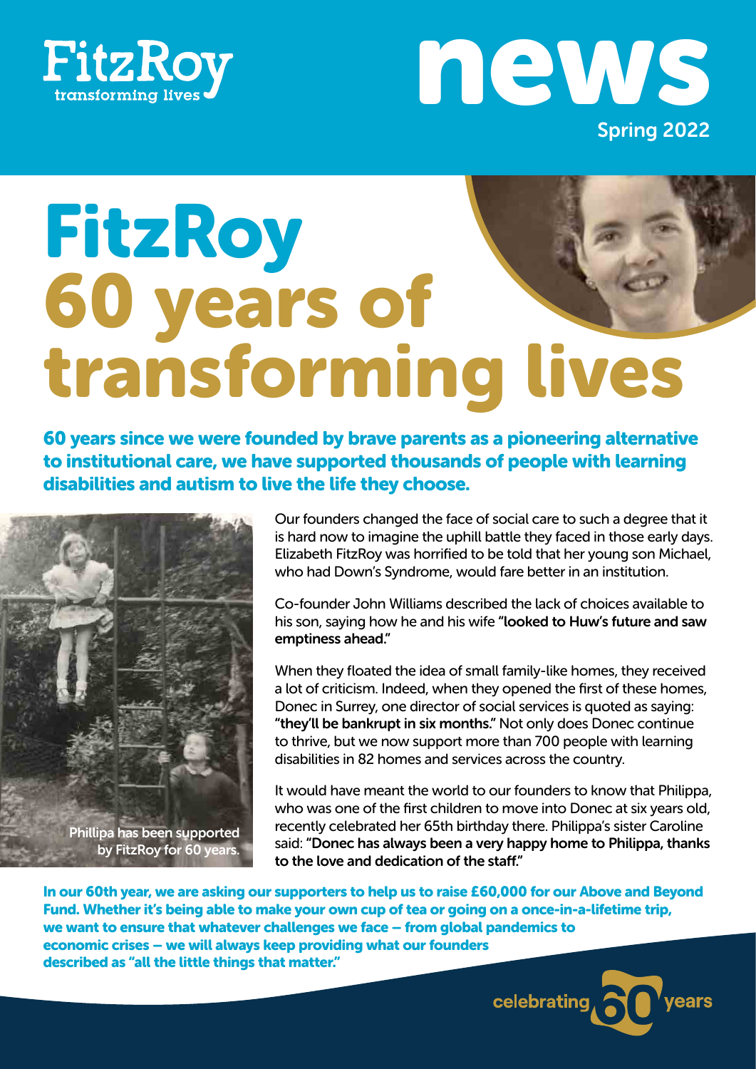FitzRoy
transforming lives

# news

Spring 2022

# FitzRoy 60 years of transforming lives

**60 years since we were founded by brave parents as a pioneering alternative to institutional care, we have supported thousands of people with learning disabilities and autism to live the life they choose.**

Phillipa has been supported by FitzRoy for 60 years.

Our founders changed the face of social care to such a degree that it is hard now to imagine the uphill battle they faced in those early days. Elizabeth FitzRoy was horrified to be told that her young son Michael, who had Down's Syndrome, would fare better in an institution.

Co-founder John Williams described the lack of choices available to his son, saying how he and his wife **"looked to Huw's future and saw emptiness ahead."**

When they floated the idea of small family-like homes, they received a lot of criticism. Indeed, when they opened the first of these homes, Donec in Surrey, one director of social services is quoted as saying: **"they'll be bankrupt in six months."** Not only does Donec continue to thrive, but we now support more than 700 people with learning disabilities in 82 homes and services across the country.

It would have meant the world to our founders to know that Philippa, who was one of the first children to move into Donec at six years old, recently celebrated her 65th birthday there. Philippa's sister Caroline said: **"Donec has always been a very happy home to Philippa, thanks to the love and dedication of the staff."**

**In our 60th year, we are asking our supporters to help us to raise £60,000 for our Above and Beyond Fund. Whether it's being able to make your own cup of tea or going on a once-in-a-lifetime trip, we want to ensure that whatever challenges we face – from global pandemics to economic crises – we will always keep providing what our founders described as "all the little things that matter."**

celebrating 60 years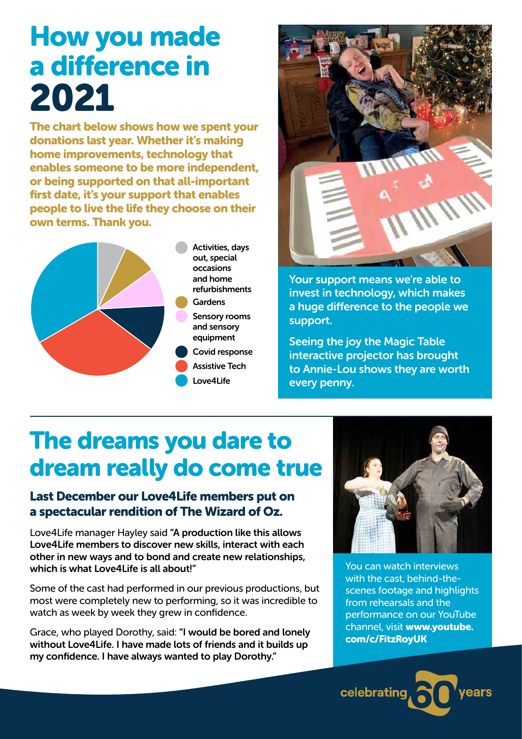# How you made a difference in 2021

**The chart below shows how we spent your donations last year. Whether it's making home improvements, technology that enables someone to be more independent, or being supported on that all-important first date, it's your support that enables people to live the life they choose on their own terms. Thank you.**

- Activities, days out, special occasions and home refurbishments
- Gardens
- Sensory rooms and sensory equipment
- Covid response
- Assistive Tech
- Love4Life

Your support means we're able to invest in technology, which makes a huge difference to the people we support.

Seeing the joy the Magic Table interactive projector has brought to Annie-Lou shows they are worth every penny.

# The dreams you dare to dream really do come true

### Last December our Love4Life members put on a spectacular rendition of The Wizard of Oz.

Love4Life manager Hayley said **"A production like this allows Love4Life members to discover new skills, interact with each other in new ways and to bond and create new relationships, which is what Love4Life is all about!"**

Some of the cast had performed in our previous productions, but most were completely new to performing, so it was incredible to watch as week by week they grew in confidence.

Grace, who played Dorothy, said: **"I would be bored and lonely without Love4Life. I have made lots of friends and it builds up my confidence. I have always wanted to play Dorothy."**

You can watch interviews with the cast, behind-the-scenes footage and highlights from rehearsals and the performance on our YouTube channel, visit **www.youtube.com/c/FitzRoyUK**

celebrating 60 years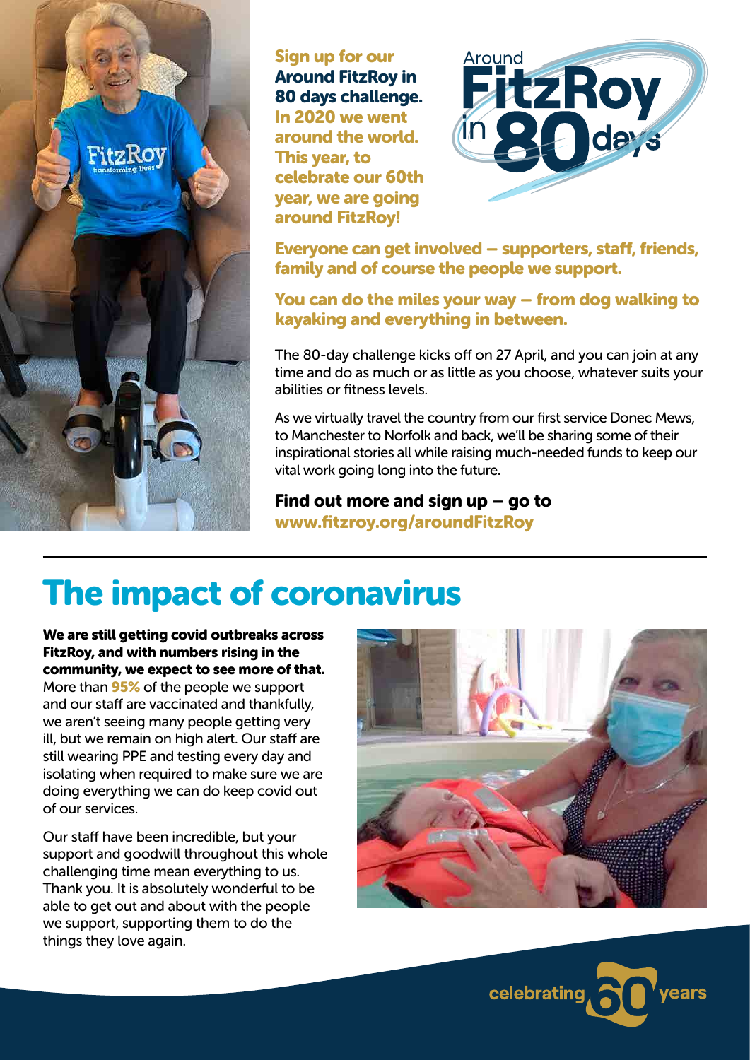**Sign up for our Around FitzRoy in 80 days challenge. In 2020 we went around the world. This year, to celebrate our 60th year, we are going around FitzRoy!**

**Everyone can get involved – supporters, staff, friends, family and of course the people we support.**

**You can do the miles your way – from dog walking to kayaking and everything in between.**

The 80-day challenge kicks off on 27 April, and you can join at any time and do as much or as little as you choose, whatever suits your abilities or fitness levels.

As we virtually travel the country from our first service Donec Mews, to Manchester to Norfolk and back, we'll be sharing some of their inspirational stories all while raising much-needed funds to keep our vital work going long into the future.

**Find out more and sign up – go to www.fitzroy.org/aroundFitzRoy**

# The impact of coronavirus

**We are still getting covid outbreaks across FitzRoy, and with numbers rising in the community, we expect to see more of that.** More than **95%** of the people we support and our staff are vaccinated and thankfully, we aren't seeing many people getting very ill, but we remain on high alert. Our staff are still wearing PPE and testing every day and isolating when required to make sure we are doing everything we can do keep covid out of our services.

Our staff have been incredible, but your support and goodwill throughout this whole challenging time mean everything to us. Thank you. It is absolutely wonderful to be able to get out and about with the people we support, supporting them to do the things they love again.

celebrating 60 years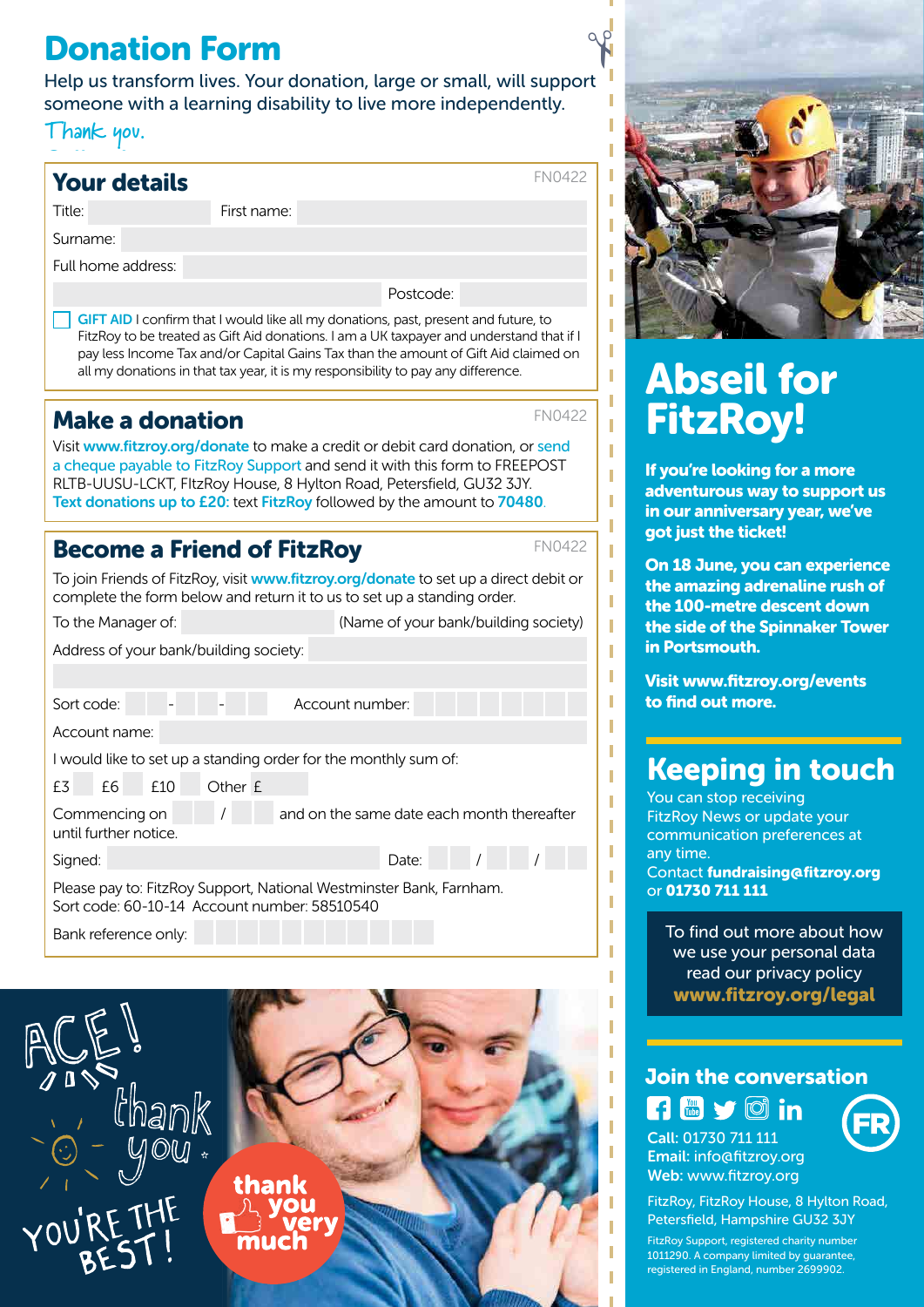# Donation Form

Help us transform lives. Your donation, large or small, will support someone with a learning disability to live more independently.

Thank you.

## Your details

FN0422

Title: First name:

Surname:

Full home address:

Postcode:

☐ **GIFT AID** I confirm that I would like all my donations, past, present and future, to FitzRoy to be treated as Gift Aid donations. I am a UK taxpayer and understand that if I pay less Income Tax and/or Capital Gains Tax than the amount of Gift Aid claimed on all my donations in that tax year, it is my responsibility to pay any difference.

## Make a donation

FN0422

Visit **www.fitzroy.org/donate** to make a credit or debit card donation, or send a cheque payable to FitzRoy Support and send it with this form to FREEPOST RLTB-UUSU-LCKT, FItzRoy House, 8 Hylton Road, Petersfield, GU32 3JY.
Text donations up to £20: text **FitzRoy** followed by the amount to **70480**.

## Become a Friend of FitzRoy

FN0422

To join Friends of FitzRoy, visit **www.fitzroy.org/donate** to set up a direct debit or complete the form below and return it to us to set up a standing order.

To the Manager of: (Name of your bank/building society)

Address of your bank/building society:

Sort code: - - Account number:

Account name:

I would like to set up a standing order for the monthly sum of:

£3 £6 £10 Other £

Commencing on / and on the same date each month thereafter until further notice.

Signed: Date: / /

Please pay to: FitzRoy Support, National Westminster Bank, Farnham.
Sort code: 60-10-14 Account number: 58510540

Bank reference only:

ACE! thank you YOU'RE THE BEST!

thank you very much

# Abseil for FitzRoy!

**If you're looking for a more adventurous way to support us in our anniversary year, we've got just the ticket!**

**On 18 June, you can experience the amazing adrenaline rush of the 100-metre descent down the side of the Spinnaker Tower in Portsmouth.**

**Visit www.fitzroy.org/events to find out more.**

## Keeping in touch

You can stop receiving FitzRoy News or update your communication preferences at any time.
Contact **fundraising@fitzroy.org** or **01730 711 111**

To find out more about how we use your personal data read our privacy policy **www.fitzroy.org/legal**

## Join the conversation

**Call:** 01730 711 111
**Email:** info@fitzroy.org
**Web:** www.fitzroy.org

FitzRoy, FitzRoy House, 8 Hylton Road, Petersfield, Hampshire GU32 3JY

FitzRoy Support, registered charity number 1011290. A company limited by guarantee, registered in England, number 2699902.